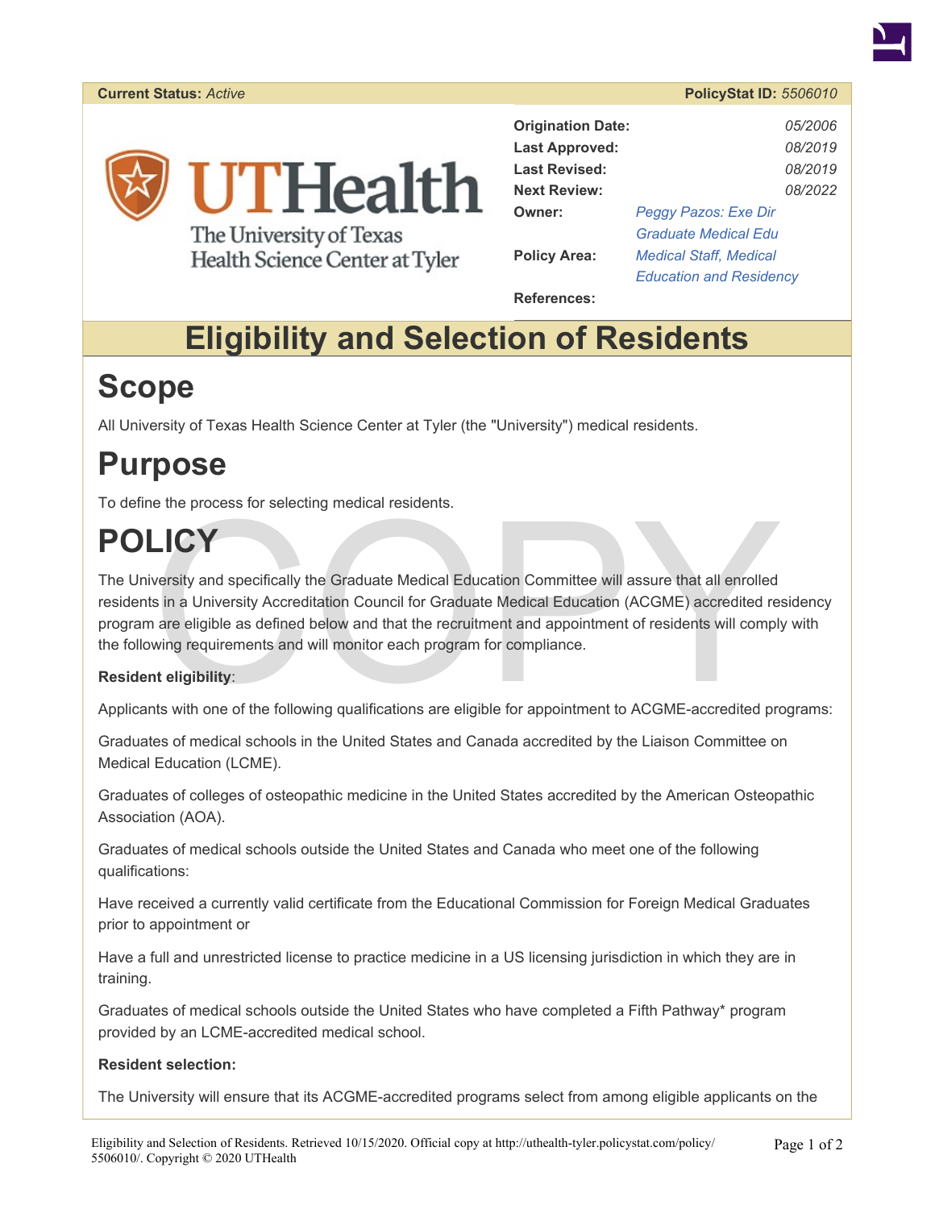**Current Status:** *Active* **PolicyStat ID:** *5506010*

UTHealth
The University of Texas Health Science Center at Tyler

| | |
|---|---|
| **Origination Date:** | *05/2006* |
| **Last Approved:** | *08/2019* |
| **Last Revised:** | *08/2019* |
| **Next Review:** | *08/2022* |
| **Owner:** | *Peggy Pazos: Exe Dir Graduate Medical Edu* |
| **Policy Area:** | *Medical Staff, Medical Education and Residency* |
| **References:** | |

# Eligibility and Selection of Residents

## Scope

All University of Texas Health Science Center at Tyler (the "University") medical residents.

## Purpose

To define the process for selecting medical residents.

## POLICY

The University and specifically the Graduate Medical Education Committee will assure that all enrolled residents in a University Accreditation Council for Graduate Medical Education (ACGME) accredited residency program are eligible as defined below and that the recruitment and appointment of residents will comply with the following requirements and will monitor each program for compliance.

**Resident eligibility**:

Applicants with one of the following qualifications are eligible for appointment to ACGME-accredited programs:

Graduates of medical schools in the United States and Canada accredited by the Liaison Committee on Medical Education (LCME).

Graduates of colleges of osteopathic medicine in the United States accredited by the American Osteopathic Association (AOA).

Graduates of medical schools outside the United States and Canada who meet one of the following qualifications:

Have received a currently valid certificate from the Educational Commission for Foreign Medical Graduates prior to appointment or

Have a full and unrestricted license to practice medicine in a US licensing jurisdiction in which they are in training.

Graduates of medical schools outside the United States who have completed a Fifth Pathway* program provided by an LCME-accredited medical school.

**Resident selection:**

The University will ensure that its ACGME-accredited programs select from among eligible applicants on the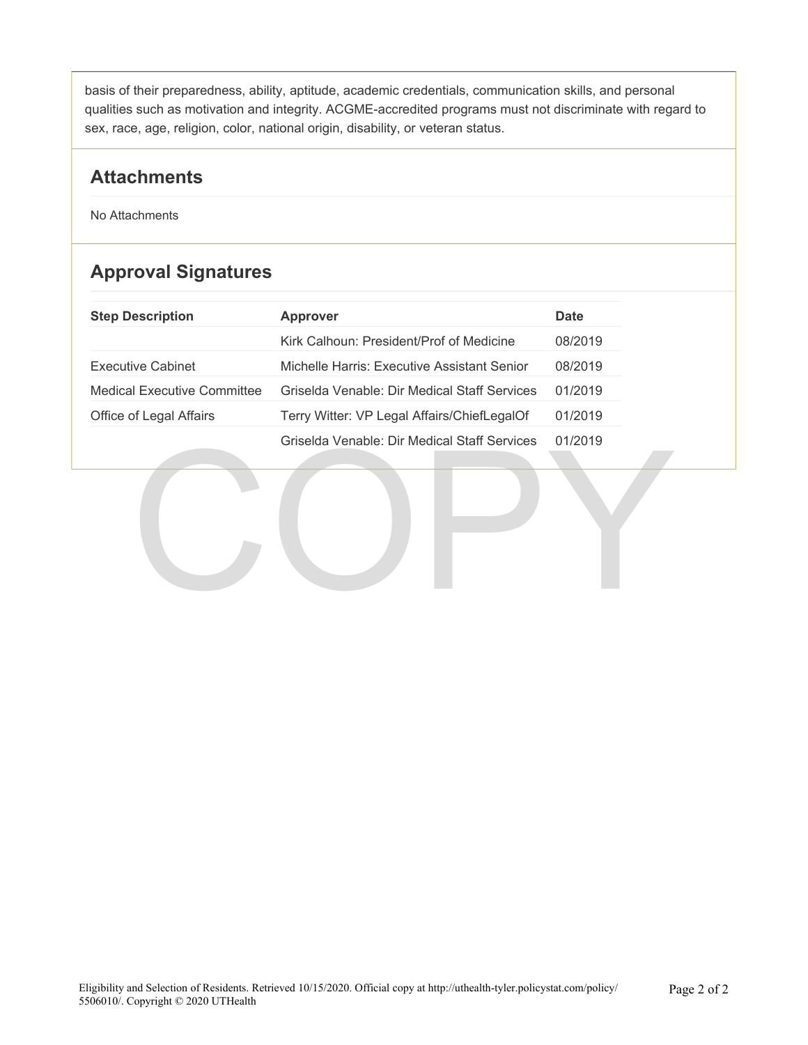basis of their preparedness, ability, aptitude, academic credentials, communication skills, and personal qualities such as motivation and integrity. ACGME-accredited programs must not discriminate with regard to sex, race, age, religion, color, national origin, disability, or veteran status.

## Attachments

No Attachments

## Approval Signatures

| Step Description | Approver | Date |
|---|---|---|
| | Kirk Calhoun: President/Prof of Medicine | 08/2019 |
| Executive Cabinet | Michelle Harris: Executive Assistant Senior | 08/2019 |
| Medical Executive Committee | Griselda Venable: Dir Medical Staff Services | 01/2019 |
| Office of Legal Affairs | Terry Witter: VP Legal Affairs/ChiefLegalOf | 01/2019 |
| | Griselda Venable: Dir Medical Staff Services | 01/2019 |